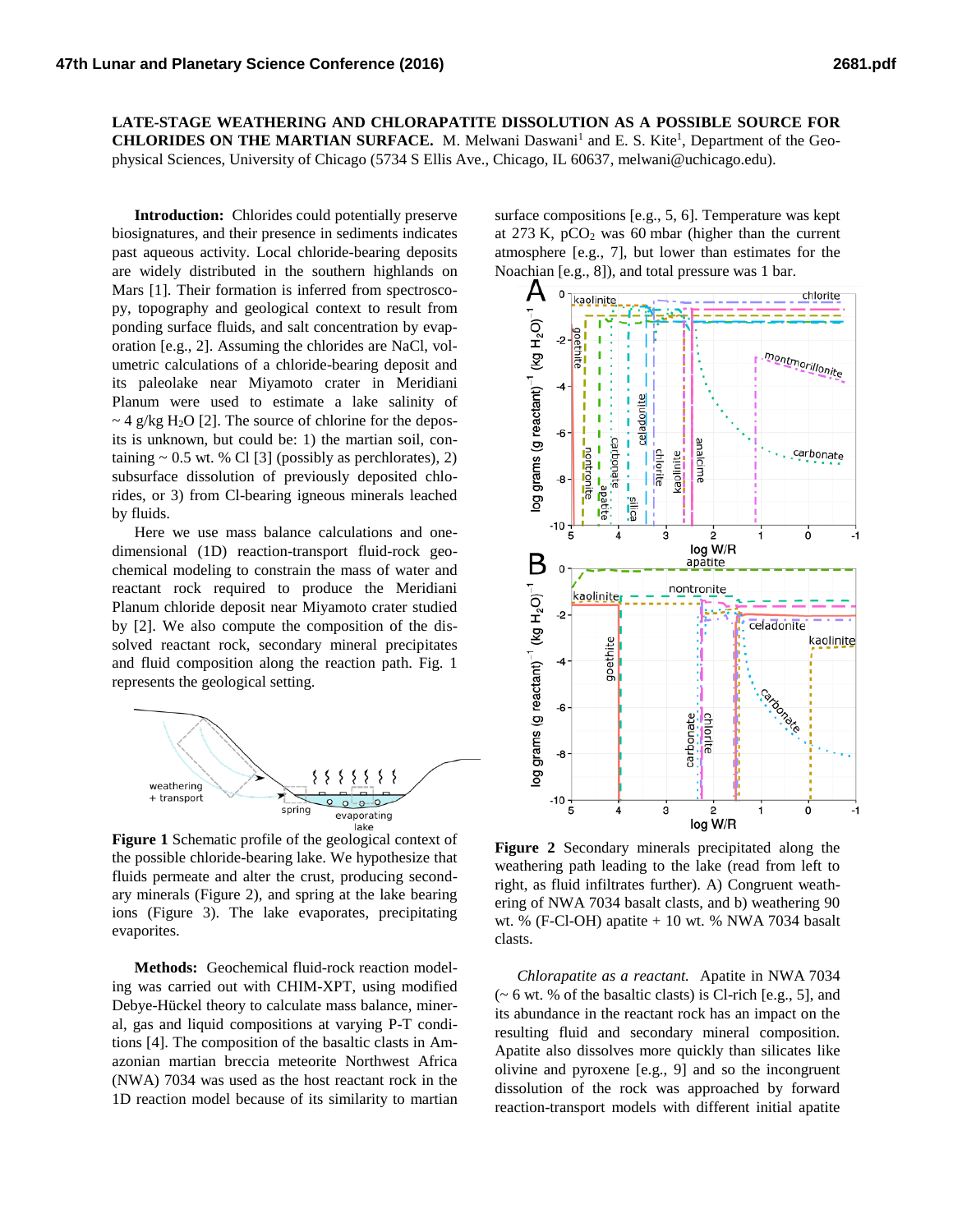**LATE-STAGE WEATHERING AND CHLORAPATITE DISSOLUTION AS A POSSIBLE SOURCE FOR CHLORIDES ON THE MARTIAN SURFACE.** M. Melwani Daswani[1] and E. S. Kite[1], Department of the Geophysical Sciences, University of Chicago (5734 S Ellis Ave., Chicago, IL 60637, melwani@uchicago.edu).

**Introduction:** Chlorides could potentially preserve biosignatures, and their presence in sediments indicates past aqueous activity. Local chloride-bearing deposits are widely distributed in the southern highlands on Mars [1]. Their formation is inferred from spectroscopy, topography and geological context to result from ponding surface fluids, and salt concentration by evaporation [e.g., 2]. Assuming the chlorides are NaCl, volumetric calculations of a chloride-bearing deposit and its paleolake near Miyamoto crater in Meridiani Planum were used to estimate a lake salinity of ~ 4 g/kg $H_2O$ [2]. The source of chlorine for the deposits is unknown, but could be: 1) the martian soil, containing ~ 0.5 wt. % Cl [3] (possibly as perchlorates), 2) subsurface dissolution of previously deposited chlorides, or 3) from Cl-bearing igneous minerals leached by fluids.

Here we use mass balance calculations and one-dimensional (1D) reaction-transport fluid-rock geochemical modeling to constrain the mass of water and reactant rock required to produce the Meridiani Planum chloride deposit near Miyamoto crater studied by [2]. We also compute the composition of the dissolved reactant rock, secondary mineral precipitates and fluid composition along the reaction path. Fig. 1 represents the geological setting.

**Figure 1** Schematic profile of the geological context of the possible chloride-bearing lake. We hypothesize that fluids permeate and alter the crust, producing secondary minerals (Figure 2), and spring at the lake bearing ions (Figure 3). The lake evaporates, precipitating evaporites.

**Methods:** Geochemical fluid-rock reaction modeling was carried out with CHIM-XPT, using modified Debye-Hückel theory to calculate mass balance, mineral, gas and liquid compositions at varying P-T conditions [4]. The composition of the basaltic clasts in Amazonian martian breccia meteorite Northwest Africa (NWA) 7034 was used as the host reactant rock in the 1D reaction model because of its similarity to martian surface compositions [e.g., 5, 6]. Temperature was kept at 273 K, $pCO_2$ was 60 mbar (higher than the current atmosphere [e.g., 7], but lower than estimates for the Noachian [e.g., 8]), and total pressure was 1 bar.

**Figure 2** Secondary minerals precipitated along the weathering path leading to the lake (read from left to right, as fluid infiltrates further). A) Congruent weathering of NWA 7034 basalt clasts, and b) weathering 90 wt. % (F-Cl-OH) apatite + 10 wt. % NWA 7034 basalt clasts.

*Chlorapatite as a reactant.* Apatite in NWA 7034 (~ 6 wt. % of the basaltic clasts) is Cl-rich [e.g., 5], and its abundance in the reactant rock has an impact on the resulting fluid and secondary mineral composition. Apatite also dissolves more quickly than silicates like olivine and pyroxene [e.g., 9] and so the incongruent dissolution of the rock was approached by forward reaction-transport models with different initial apatite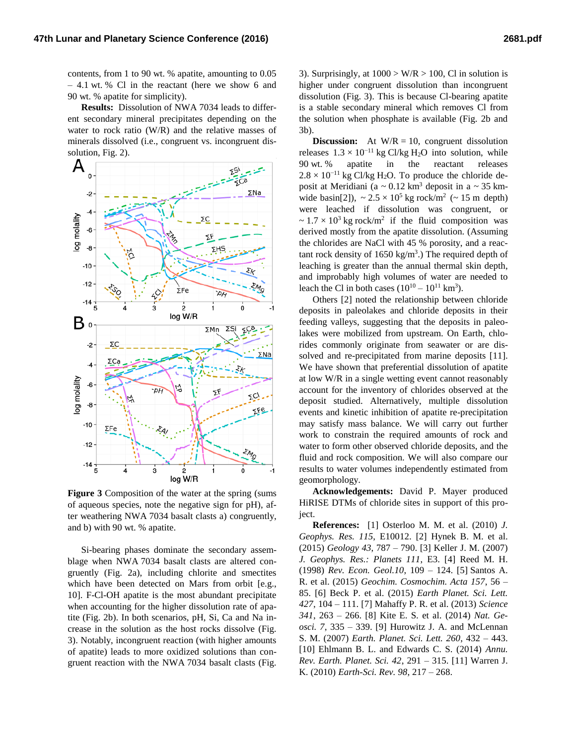contents, from 1 to 90 wt. % apatite, amounting to 0.05 – 4.1 wt. % Cl in the reactant (here we show 6 and 90 wt. % apatite for simplicity).

**Results:** Dissolution of NWA 7034 leads to different secondary mineral precipitates depending on the water to rock ratio (W/R) and the relative masses of minerals dissolved (i.e., congruent vs. incongruent dissolution, Fig. 2).

A

0
-2
-4
-6
-8
-10
-12
-14

log molality

ΣSi
ΣCa
ΣNa
ΣC
ΣMn
ΣF
ΣHS
ΣCl
ΣK
ΣMg
ΣSO4
ΣCl
ΣFe
-pH

5 4 3 2 1 0 -1

log W/R

B

0
-2
-4
-6
-8
-10
-12
-14

log molality

ΣMn
ΣSi
ΣCa
ΣC
ΣNa
ΣCa
ΣK
-pH
ΣP
ΣF
ΣF
ΣCl
ΣFe
ΣAl
ΣFe
ΣMg

5 4 3 2 1 0 -1

log W/R

**Figure 3** Composition of the water at the spring (sums of aqueous species, note the negative sign for pH), after weathering NWA 7034 basalt clasts a) congruently, and b) with 90 wt. % apatite.

Si-bearing phases dominate the secondary assemblage when NWA 7034 basalt clasts are altered congruently (Fig. 2a), including chlorite and smectites which have been detected on Mars from orbit [e.g., 10]. F-Cl-OH apatite is the most abundant precipitate when accounting for the higher dissolution rate of apatite (Fig. 2b). In both scenarios, pH, Si, Ca and Na increase in the solution as the host rocks dissolve (Fig. 3). Notably, incongruent reaction (with higher amounts of apatite) leads to more oxidized solutions than congruent reaction with the NWA 7034 basalt clasts (Fig. 3). Surprisingly, at 1000 > W/R > 100, Cl in solution is higher under congruent dissolution than incongruent dissolution (Fig. 3). This is because Cl-bearing apatite is a stable secondary mineral which removes Cl from the solution when phosphate is available (Fig. 2b and 3b).

**Discussion:** At W/R = 10, congruent dissolution releases $1.3 \times 10^{-11}$ kg Cl/kg $H_2O$ into solution, while 90 wt. % apatite in the reactant releases $2.8 \times 10^{-11}$ kg Cl/kg $H_2O$. To produce the chloride deposit at Meridiani (a ~ 0.12 $km^3$ deposit in a ~ 35 km-wide basin[2]), ~ $2.5 \times 10^5$ kg rock/$m^2$ (~ 15 m depth) were leached if dissolution was congruent, or ~ $1.7 \times 10^3$ kg rock/$m^2$ if the fluid composition was derived mostly from the apatite dissolution. (Assuming the chlorides are NaCl with 45 % porosity, and a reactant rock density of 1650 kg/$m^3$.) The required depth of leaching is greater than the annual thermal skin depth, and improbably high volumes of water are needed to leach the Cl in both cases ($10^{10}$ – $10^{11}$ $km^3$).

Others [2] noted the relationship between chloride deposits in paleolakes and chloride deposits in their feeding valleys, suggesting that the deposits in paleolakes were mobilized from upstream. On Earth, chlorides commonly originate from seawater or are dissolved and re-precipitated from marine deposits [11]. We have shown that preferential dissolution of apatite at low W/R in a single wetting event cannot reasonably account for the inventory of chlorides observed at the deposit studied. Alternatively, multiple dissolution events and kinetic inhibition of apatite re-precipitation may satisfy mass balance. We will carry out further work to constrain the required amounts of rock and water to form other observed chloride deposits, and the fluid and rock composition. We will also compare our results to water volumes independently estimated from geomorphology.

**Acknowledgements:** David P. Mayer produced HiRISE DTMs of chloride sites in support of this project.

**References:** [1] Osterloo M. M. et al. (2010) *J. Geophys. Res. 115*, E10012. [2] Hynek B. M. et al. (2015) *Geology 43*, 787 – 790. [3] Keller J. M. (2007) *J. Geophys. Res.: Planets 111*, E3. [4] Reed M. H. (1998) *Rev. Econ. Geol.10*, 109 – 124. [5] Santos A. R. et al. (2015) *Geochim. Cosmochim. Acta 157*, 56 – 85. [6] Beck P. et al. (2015) *Earth Planet. Sci. Lett. 427*, 104 – 111. [7] Mahaffy P. R. et al. (2013) *Science 341*, 263 – 266. [8] Kite E. S. et al. (2014) *Nat. Geosci. 7*, 335 – 339. [9] Hurowitz J. A. and McLennan S. M. (2007) *Earth. Planet. Sci. Lett. 260*, 432 – 443. [10] Ehlmann B. L. and Edwards C. S. (2014) *Annu. Rev. Earth. Planet. Sci. 42*, 291 – 315. [11] Warren J. K. (2010) *Earth-Sci. Rev. 98*, 217 – 268.